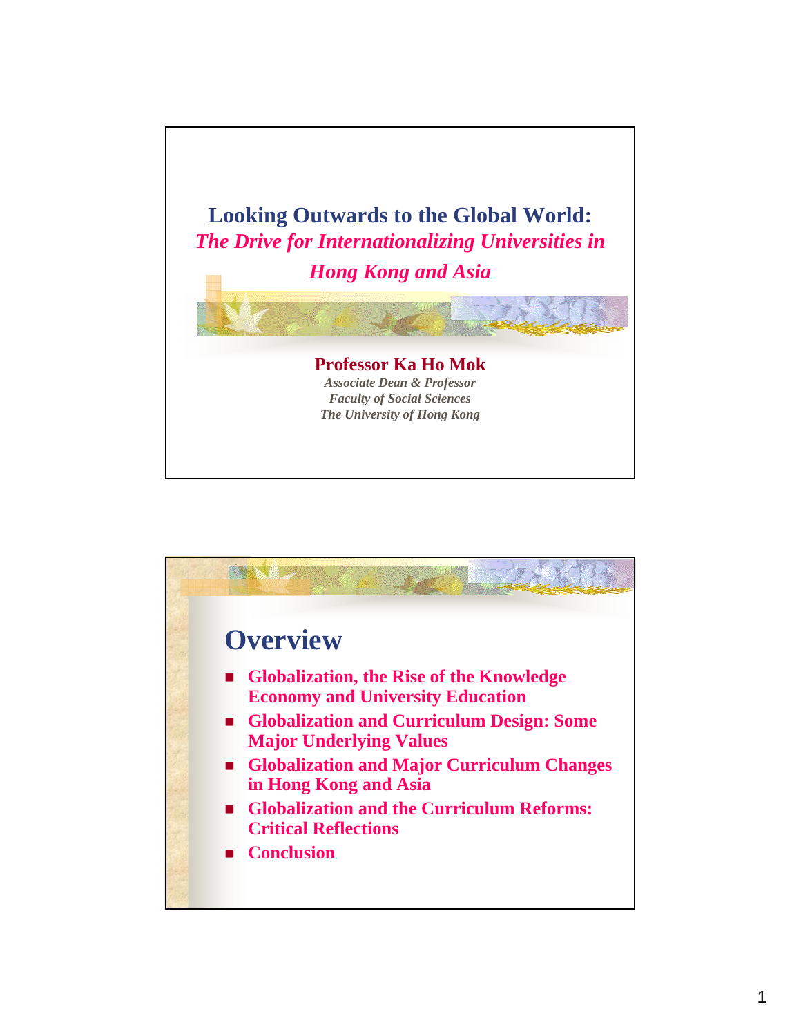# Looking Outwards to the Global World:

## *The Drive for Internationalizing Universities in Hong Kong and Asia*

**Professor Ka Ho Mok**

*Associate Dean & Professor*
*Faculty of Social Sciences*
*The University of Hong Kong*

## Overview

- **Globalization, the Rise of the Knowledge Economy and University Education**
- **Globalization and Curriculum Design: Some Major Underlying Values**
- **Globalization and Major Curriculum Changes in Hong Kong and Asia**
- **Globalization and the Curriculum Reforms: Critical Reflections**
- **Conclusion**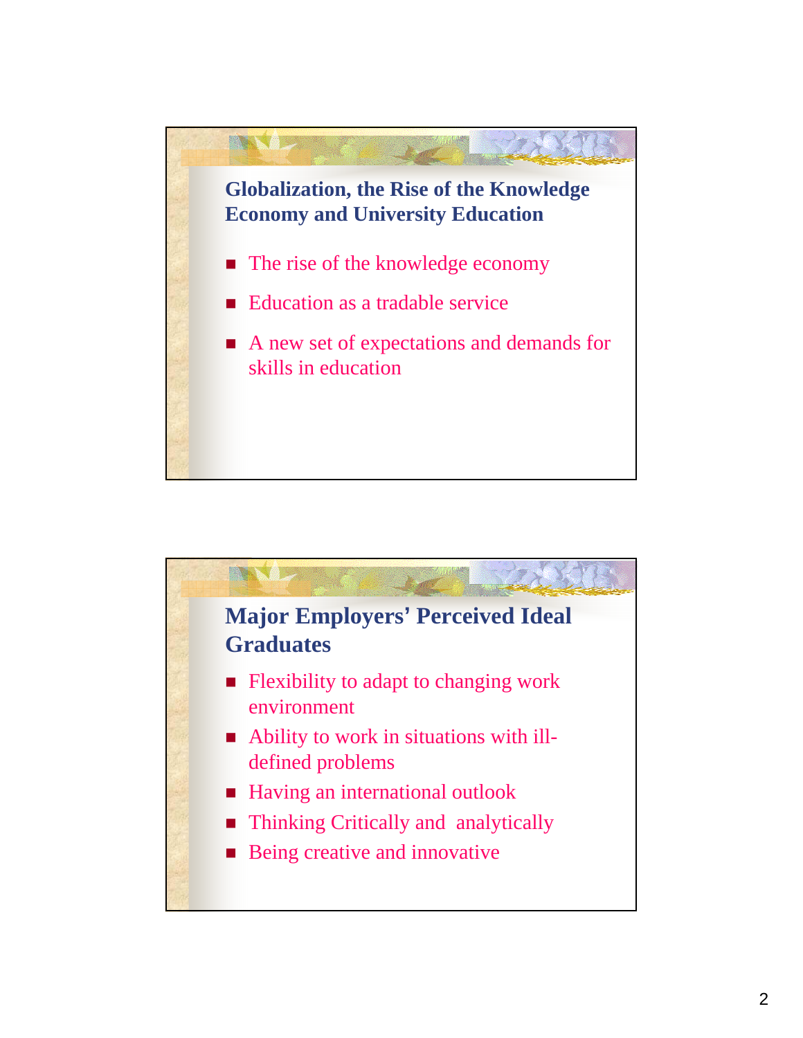## Globalization, the Rise of the Knowledge Economy and University Education

- The rise of the knowledge economy
- Education as a tradable service
- A new set of expectations and demands for skills in education

## Major Employers' Perceived Ideal Graduates

- Flexibility to adapt to changing work environment
- Ability to work in situations with ill-defined problems
- Having an international outlook
- Thinking Critically and  analytically
- Being creative and innovative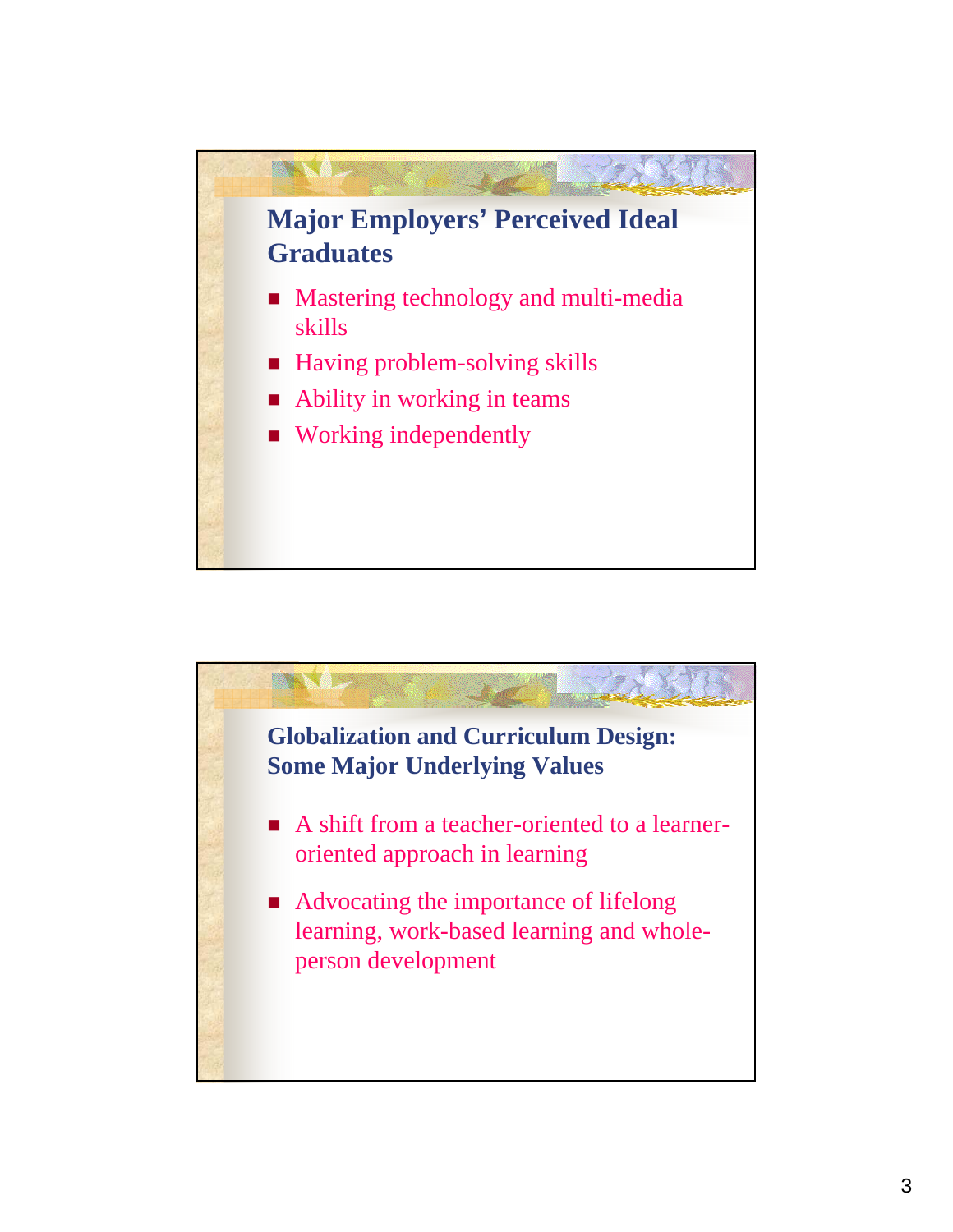## Major Employers' Perceived Ideal Graduates

- Mastering technology and multi-media skills
- Having problem-solving skills
- Ability in working in teams
- Working independently

## Globalization and Curriculum Design: Some Major Underlying Values

- A shift from a teacher-oriented to a learner-oriented approach in learning
- Advocating the importance of lifelong learning, work-based learning and whole-person development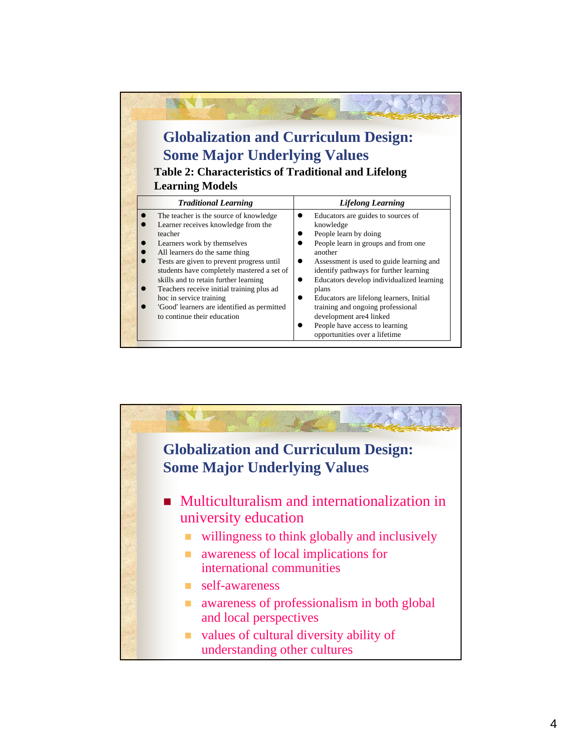## Globalization and Curriculum Design: Some Major Underlying Values

**Table 2: Characteristics of Traditional and Lifelong Learning Models**

| *Traditional Learning* | *Lifelong Learning* |
| --- | --- |
| • The teacher is the source of knowledge<br>• Learner receives knowledge from the teacher<br>• Learners work by themselves<br>• All learners do the same thing<br>• Tests are given to prevent progress until students have completely mastered a set of skills and to retain further learning<br>• Teachers receive initial training plus ad hoc in service training<br>• 'Good' learners are identified as permitted to continue their education | • Educators are guides to sources of knowledge<br>• People learn by doing<br>• People learn in groups and from one another<br>• Assessment is used to guide learning and identify pathways for further learning<br>• Educators develop individualized learning plans<br>• Educators are lifelong learners, Initial training and ongoing professional development are4 linked<br>• People have access to learning opportunities over a lifetime |

## Globalization and Curriculum Design: Some Major Underlying Values

- Multiculturalism and internationalization in university education
  - willingness to think globally and inclusively
  - awareness of local implications for international communities
  - self-awareness
  - awareness of professionalism in both global and local perspectives
  - values of cultural diversity ability of understanding other cultures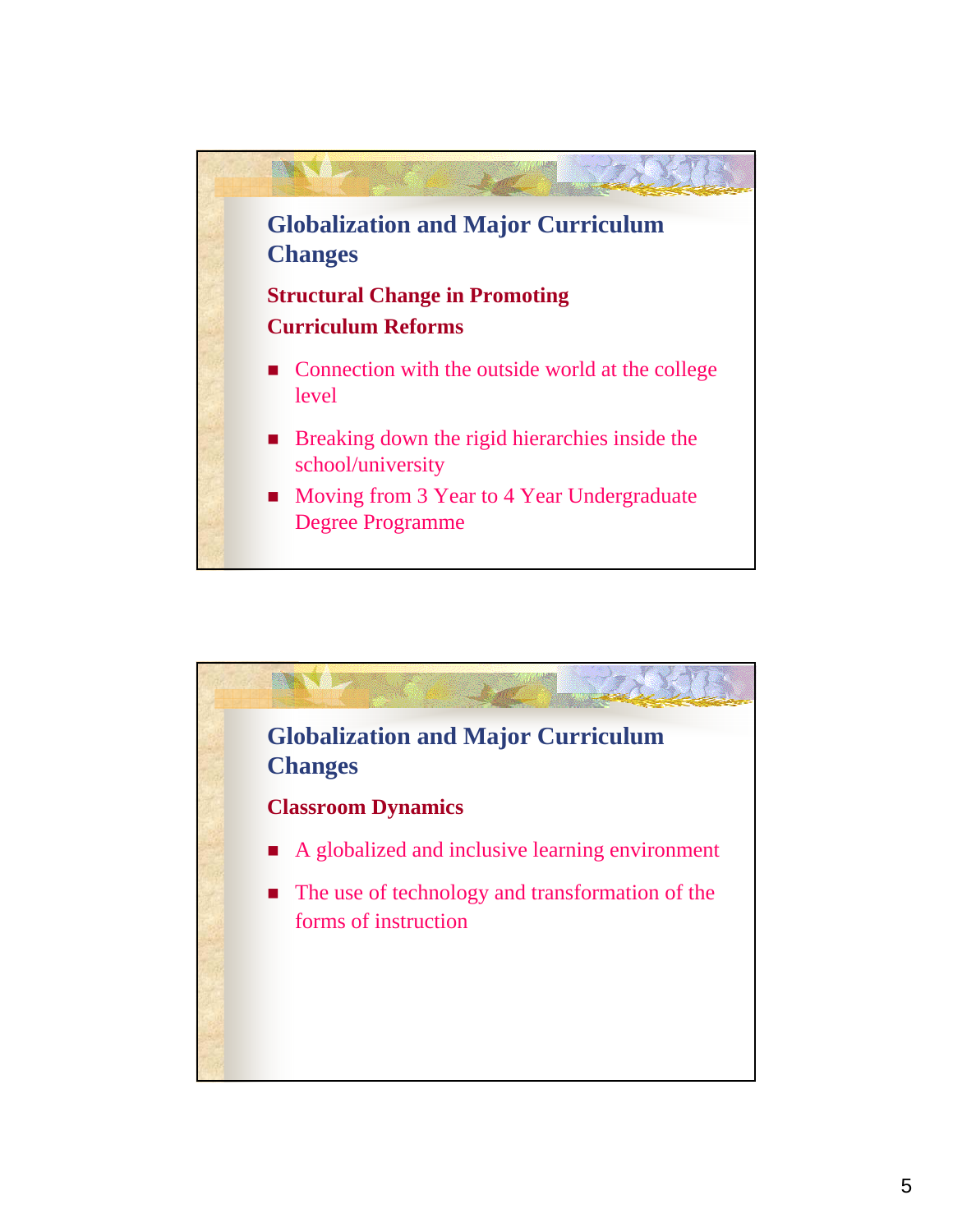## Globalization and Major Curriculum Changes

### Structural Change in Promoting Curriculum Reforms

- Connection with the outside world at the college level
- Breaking down the rigid hierarchies inside the school/university
- Moving from 3 Year to 4 Year Undergraduate Degree Programme

## Globalization and Major Curriculum Changes

### Classroom Dynamics

- A globalized and inclusive learning environment
- The use of technology and transformation of the forms of instruction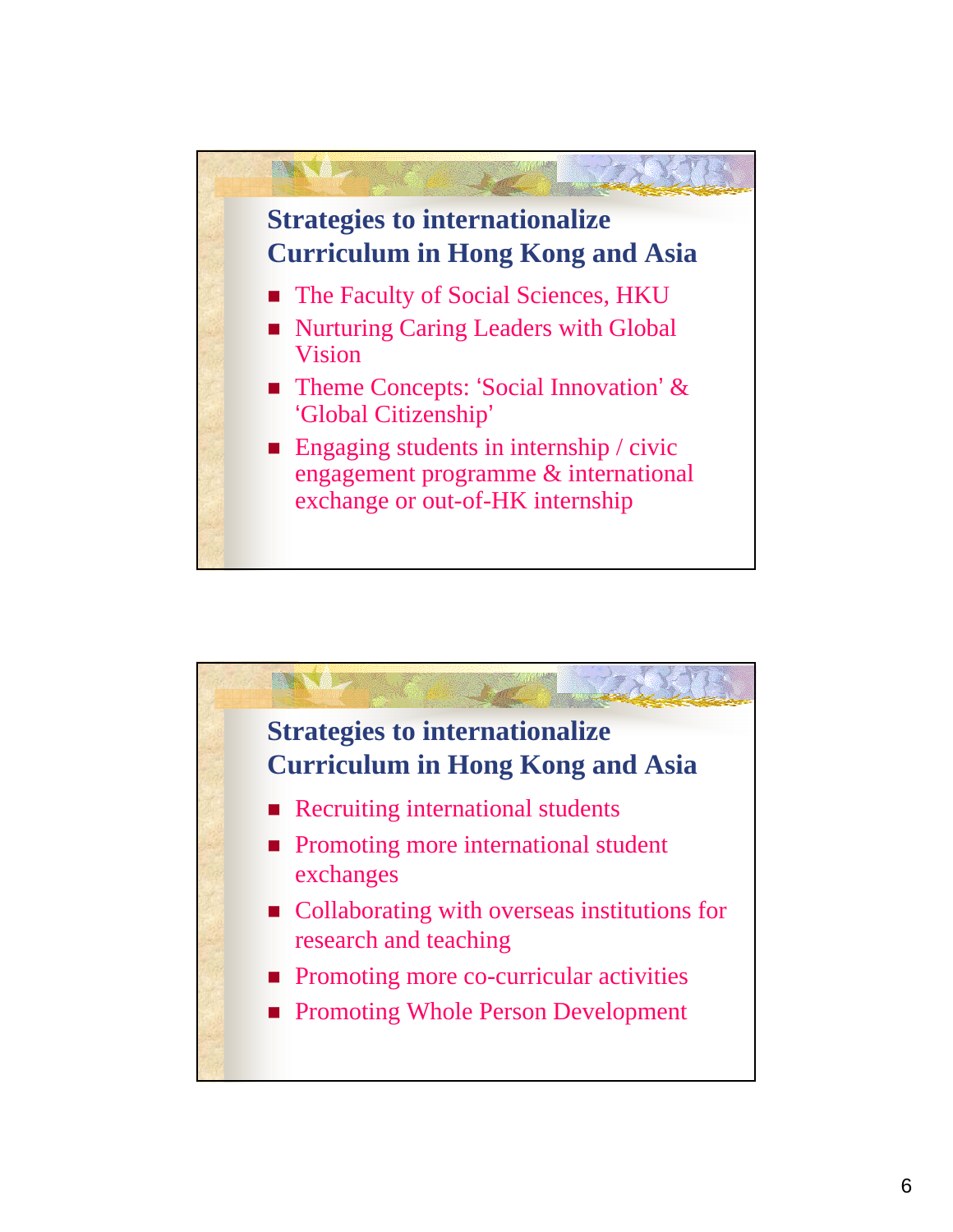## Strategies to internationalize Curriculum in Hong Kong and Asia

- The Faculty of Social Sciences, HKU
- Nurturing Caring Leaders with Global Vision
- Theme Concepts: 'Social Innovation' & 'Global Citizenship'
- Engaging students in internship / civic engagement programme & international exchange or out-of-HK internship

## Strategies to internationalize Curriculum in Hong Kong and Asia

- Recruiting international students
- Promoting more international student exchanges
- Collaborating with overseas institutions for research and teaching
- Promoting more co-curricular activities
- Promoting Whole Person Development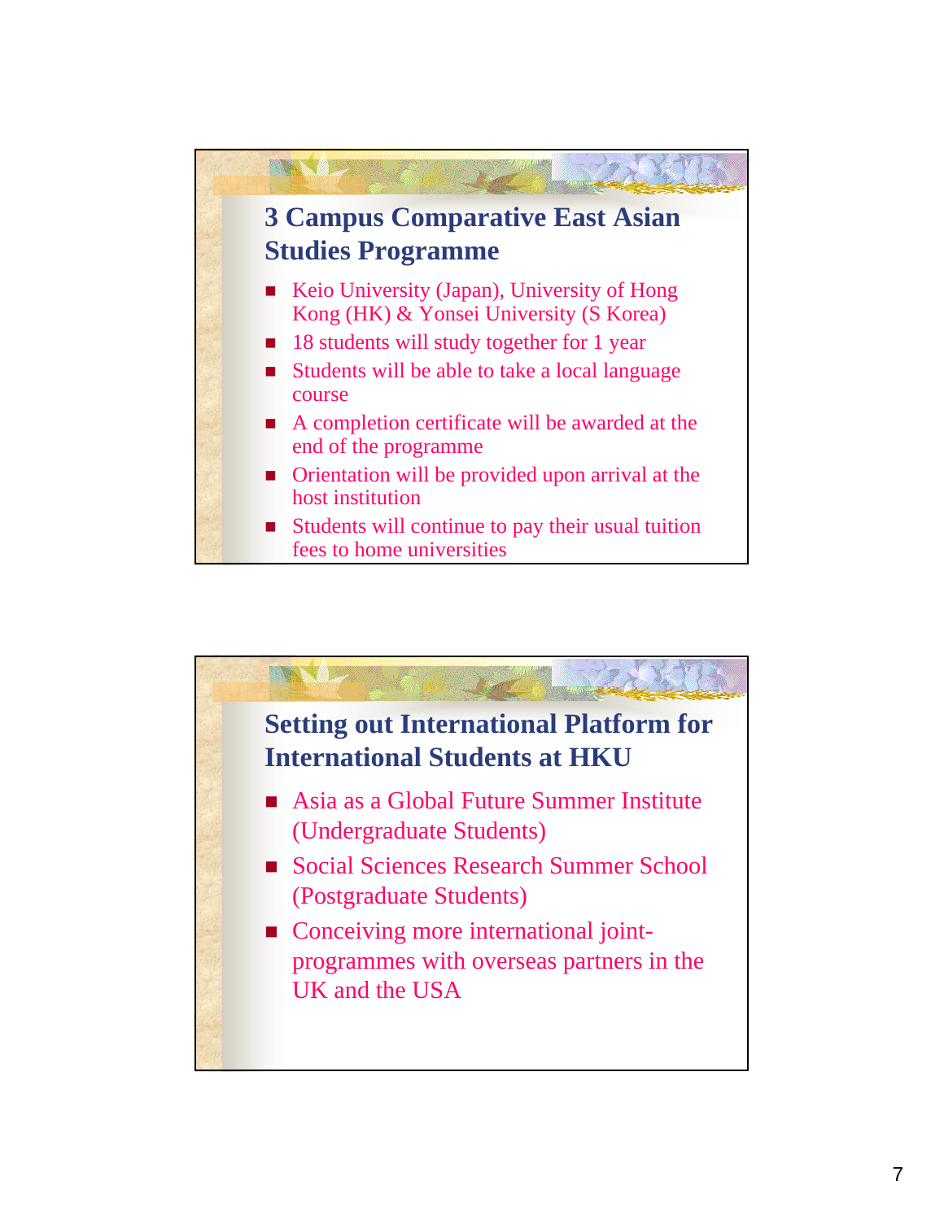## 3 Campus Comparative East Asian Studies Programme

- Keio University (Japan), University of Hong Kong (HK) & Yonsei University (S Korea)
- 18 students will study together for 1 year
- Students will be able to take a local language course
- A completion certificate will be awarded at the end of the programme
- Orientation will be provided upon arrival at the host institution
- Students will continue to pay their usual tuition fees to home universities

## Setting out International Platform for International Students at HKU

- Asia as a Global Future Summer Institute (Undergraduate Students)
- Social Sciences Research Summer School (Postgraduate Students)
- Conceiving more international joint-programmes with overseas partners in the UK and the USA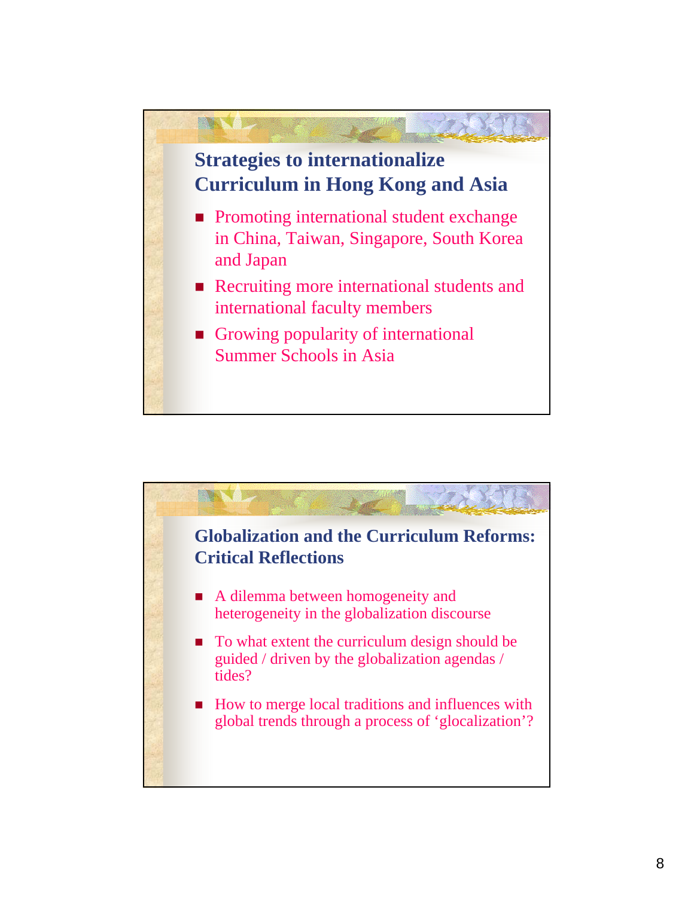## Strategies to internationalize Curriculum in Hong Kong and Asia

- Promoting international student exchange in China, Taiwan, Singapore, South Korea and Japan
- Recruiting more international students and international faculty members
- Growing popularity of international Summer Schools in Asia

## Globalization and the Curriculum Reforms: Critical Reflections

- A dilemma between homogeneity and heterogeneity in the globalization discourse
- To what extent the curriculum design should be guided / driven by the globalization agendas / tides?
- How to merge local traditions and influences with global trends through a process of 'glocalization'?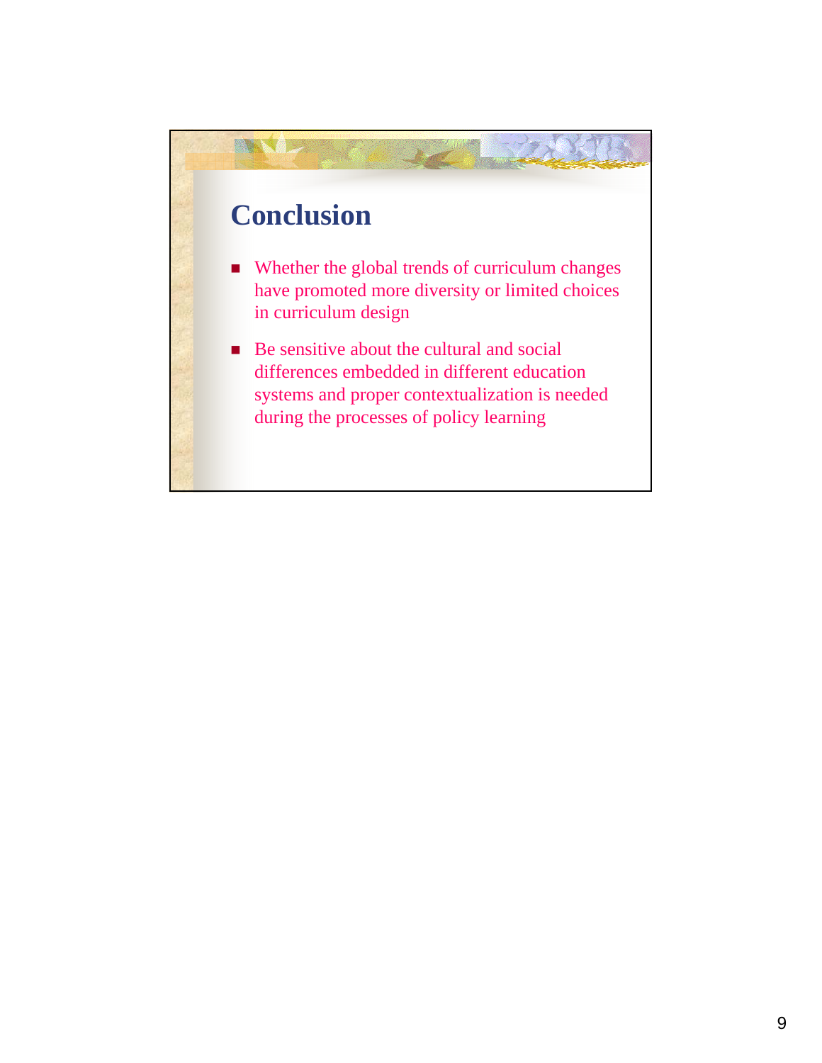# Conclusion

- Whether the global trends of curriculum changes have promoted more diversity or limited choices in curriculum design
- Be sensitive about the cultural and social differences embedded in different education systems and proper contextualization is needed during the processes of policy learning